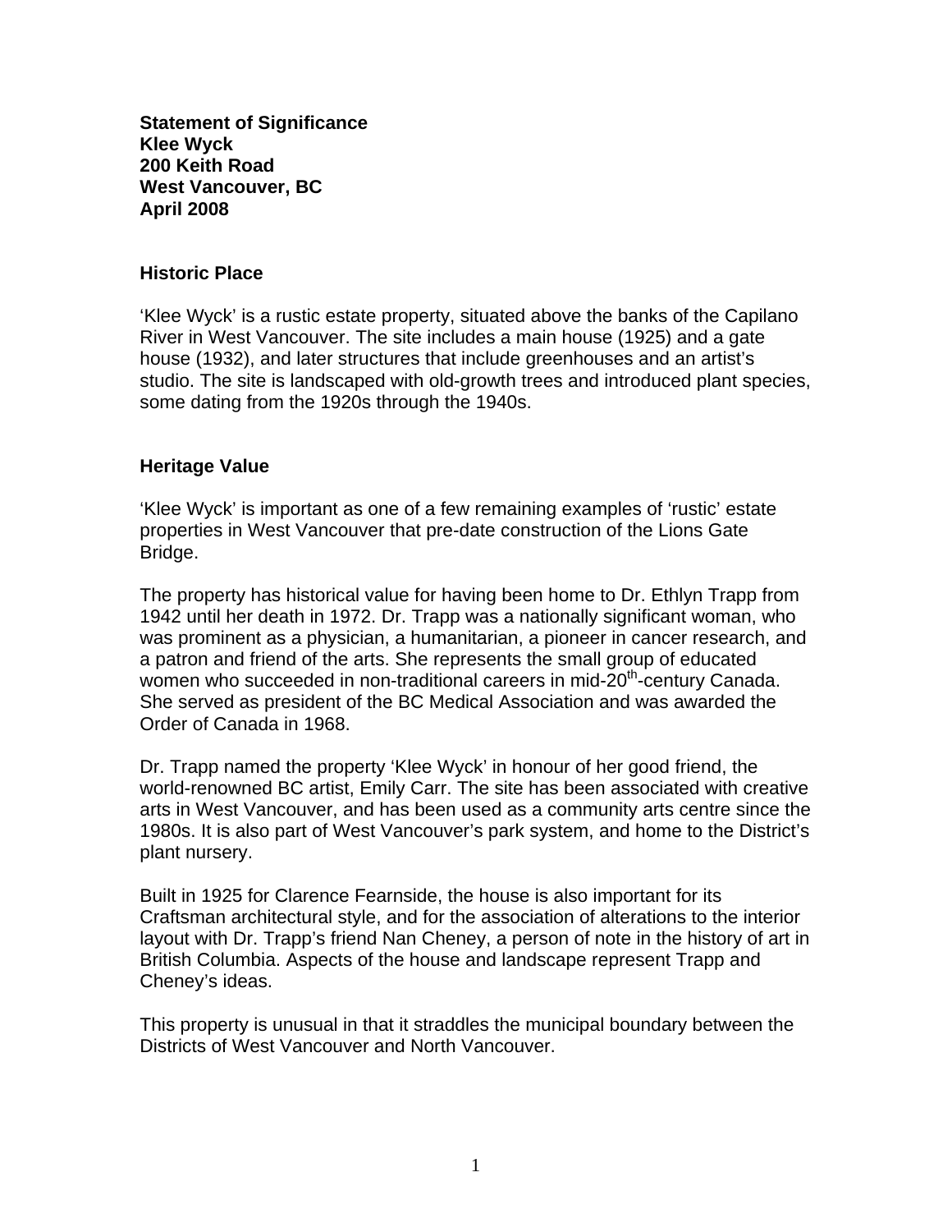**Statement of Significance**
**Klee Wyck**
**200 Keith Road**
**West Vancouver, BC**
**April 2008**

## Historic Place

'Klee Wyck' is a rustic estate property, situated above the banks of the Capilano River in West Vancouver. The site includes a main house (1925) and a gate house (1932), and later structures that include greenhouses and an artist's studio. The site is landscaped with old-growth trees and introduced plant species, some dating from the 1920s through the 1940s.

## Heritage Value

'Klee Wyck' is important as one of a few remaining examples of 'rustic' estate properties in West Vancouver that pre-date construction of the Lions Gate Bridge.

The property has historical value for having been home to Dr. Ethlyn Trapp from 1942 until her death in 1972. Dr. Trapp was a nationally significant woman, who was prominent as a physician, a humanitarian, a pioneer in cancer research, and a patron and friend of the arts. She represents the small group of educated women who succeeded in non-traditional careers in mid-20th-century Canada. She served as president of the BC Medical Association and was awarded the Order of Canada in 1968.

Dr. Trapp named the property 'Klee Wyck' in honour of her good friend, the world-renowned BC artist, Emily Carr. The site has been associated with creative arts in West Vancouver, and has been used as a community arts centre since the 1980s. It is also part of West Vancouver's park system, and home to the District's plant nursery.

Built in 1925 for Clarence Fearnside, the house is also important for its Craftsman architectural style, and for the association of alterations to the interior layout with Dr. Trapp's friend Nan Cheney, a person of note in the history of art in British Columbia. Aspects of the house and landscape represent Trapp and Cheney's ideas.

This property is unusual in that it straddles the municipal boundary between the Districts of West Vancouver and North Vancouver.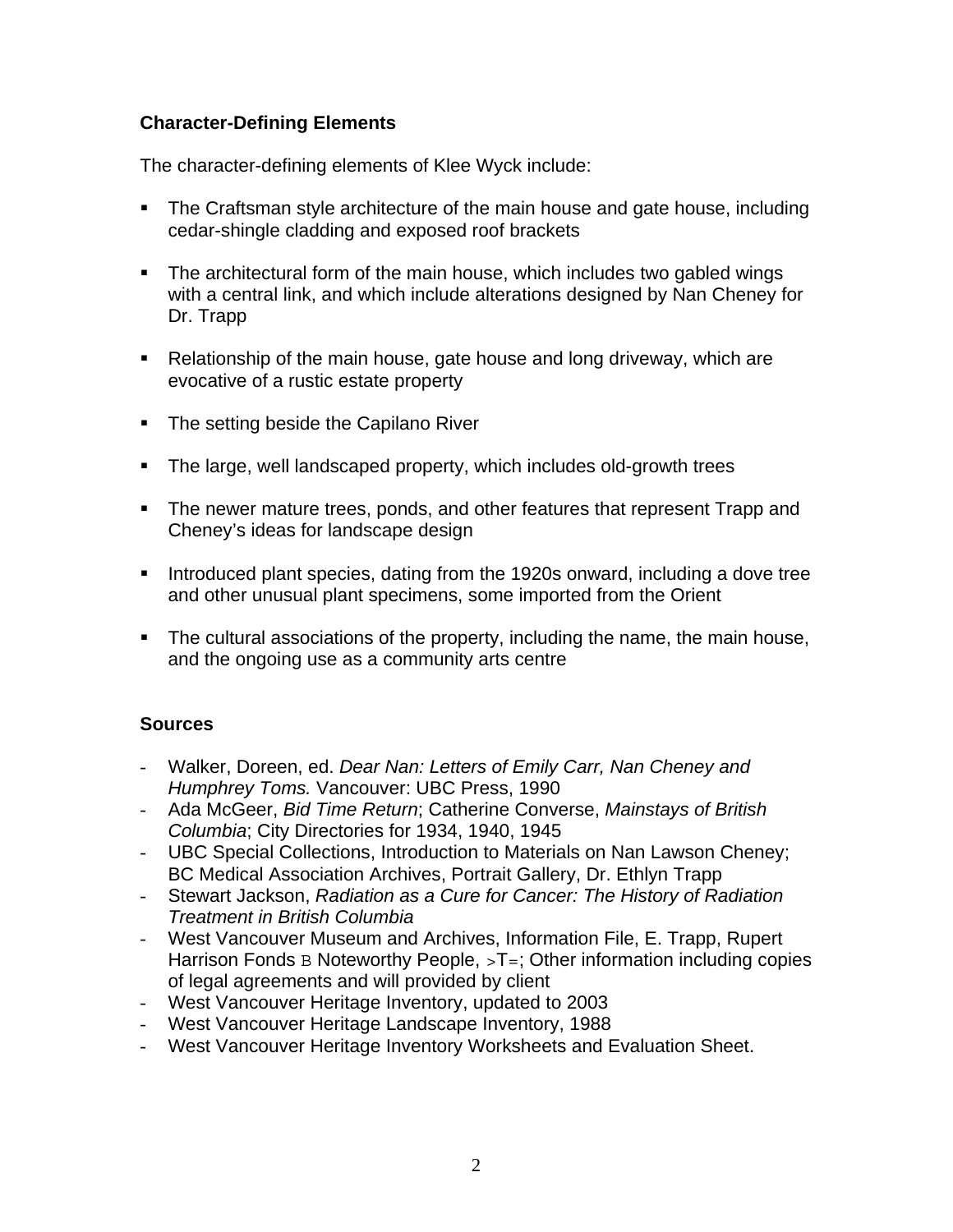## Character-Defining Elements

The character-defining elements of Klee Wyck include:

- The Craftsman style architecture of the main house and gate house, including cedar-shingle cladding and exposed roof brackets
- The architectural form of the main house, which includes two gabled wings with a central link, and which include alterations designed by Nan Cheney for Dr. Trapp
- Relationship of the main house, gate house and long driveway, which are evocative of a rustic estate property
- The setting beside the Capilano River
- The large, well landscaped property, which includes old-growth trees
- The newer mature trees, ponds, and other features that represent Trapp and Cheney's ideas for landscape design
- Introduced plant species, dating from the 1920s onward, including a dove tree and other unusual plant specimens, some imported from the Orient
- The cultural associations of the property, including the name, the main house, and the ongoing use as a community arts centre

## Sources

- Walker, Doreen, ed. *Dear Nan: Letters of Emily Carr, Nan Cheney and Humphrey Toms.* Vancouver: UBC Press, 1990
- Ada McGeer, *Bid Time Return*; Catherine Converse, *Mainstays of British Columbia*; City Directories for 1934, 1940, 1945
- UBC Special Collections, Introduction to Materials on Nan Lawson Cheney; BC Medical Association Archives, Portrait Gallery, Dr. Ethlyn Trapp
- Stewart Jackson, *Radiation as a Cure for Cancer: The History of Radiation Treatment in British Columbia*
- West Vancouver Museum and Archives, Information File, E. Trapp, Rupert Harrison Fonds B Noteworthy People, >T=; Other information including copies of legal agreements and will provided by client
- West Vancouver Heritage Inventory, updated to 2003
- West Vancouver Heritage Landscape Inventory, 1988
- West Vancouver Heritage Inventory Worksheets and Evaluation Sheet.